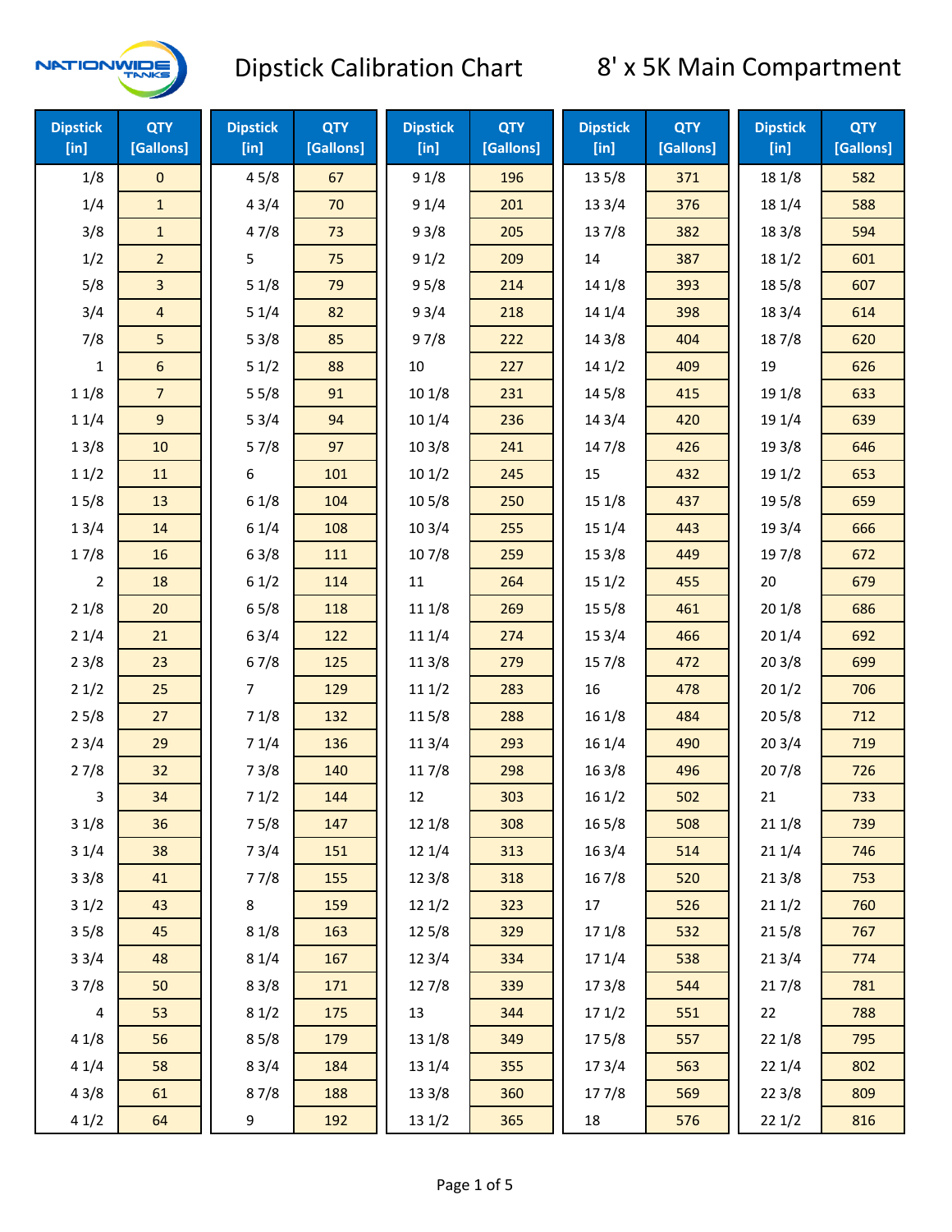# Dipstick Calibration Chart

## 8' x 5K Main Compartment

| Dipstick [in] | QTY [Gallons] | Dipstick [in] | QTY [Gallons] | Dipstick [in] | QTY [Gallons] | Dipstick [in] | QTY [Gallons] | Dipstick [in] | QTY [Gallons] |
|---|---|---|---|---|---|---|---|---|---|
| 1/8 | 0 | 4 5/8 | 67 | 9 1/8 | 196 | 13 5/8 | 371 | 18 1/8 | 582 |
| 1/4 | 1 | 4 3/4 | 70 | 9 1/4 | 201 | 13 3/4 | 376 | 18 1/4 | 588 |
| 3/8 | 1 | 4 7/8 | 73 | 9 3/8 | 205 | 13 7/8 | 382 | 18 3/8 | 594 |
| 1/2 | 2 | 5 | 75 | 9 1/2 | 209 | 14 | 387 | 18 1/2 | 601 |
| 5/8 | 3 | 5 1/8 | 79 | 9 5/8 | 214 | 14 1/8 | 393 | 18 5/8 | 607 |
| 3/4 | 4 | 5 1/4 | 82 | 9 3/4 | 218 | 14 1/4 | 398 | 18 3/4 | 614 |
| 7/8 | 5 | 5 3/8 | 85 | 9 7/8 | 222 | 14 3/8 | 404 | 18 7/8 | 620 |
| 1 | 6 | 5 1/2 | 88 | 10 | 227 | 14 1/2 | 409 | 19 | 626 |
| 1 1/8 | 7 | 5 5/8 | 91 | 10 1/8 | 231 | 14 5/8 | 415 | 19 1/8 | 633 |
| 1 1/4 | 9 | 5 3/4 | 94 | 10 1/4 | 236 | 14 3/4 | 420 | 19 1/4 | 639 |
| 1 3/8 | 10 | 5 7/8 | 97 | 10 3/8 | 241 | 14 7/8 | 426 | 19 3/8 | 646 |
| 1 1/2 | 11 | 6 | 101 | 10 1/2 | 245 | 15 | 432 | 19 1/2 | 653 |
| 1 5/8 | 13 | 6 1/8 | 104 | 10 5/8 | 250 | 15 1/8 | 437 | 19 5/8 | 659 |
| 1 3/4 | 14 | 6 1/4 | 108 | 10 3/4 | 255 | 15 1/4 | 443 | 19 3/4 | 666 |
| 1 7/8 | 16 | 6 3/8 | 111 | 10 7/8 | 259 | 15 3/8 | 449 | 19 7/8 | 672 |
| 2 | 18 | 6 1/2 | 114 | 11 | 264 | 15 1/2 | 455 | 20 | 679 |
| 2 1/8 | 20 | 6 5/8 | 118 | 11 1/8 | 269 | 15 5/8 | 461 | 20 1/8 | 686 |
| 2 1/4 | 21 | 6 3/4 | 122 | 11 1/4 | 274 | 15 3/4 | 466 | 20 1/4 | 692 |
| 2 3/8 | 23 | 6 7/8 | 125 | 11 3/8 | 279 | 15 7/8 | 472 | 20 3/8 | 699 |
| 2 1/2 | 25 | 7 | 129 | 11 1/2 | 283 | 16 | 478 | 20 1/2 | 706 |
| 2 5/8 | 27 | 7 1/8 | 132 | 11 5/8 | 288 | 16 1/8 | 484 | 20 5/8 | 712 |
| 2 3/4 | 29 | 7 1/4 | 136 | 11 3/4 | 293 | 16 1/4 | 490 | 20 3/4 | 719 |
| 2 7/8 | 32 | 7 3/8 | 140 | 11 7/8 | 298 | 16 3/8 | 496 | 20 7/8 | 726 |
| 3 | 34 | 7 1/2 | 144 | 12 | 303 | 16 1/2 | 502 | 21 | 733 |
| 3 1/8 | 36 | 7 5/8 | 147 | 12 1/8 | 308 | 16 5/8 | 508 | 21 1/8 | 739 |
| 3 1/4 | 38 | 7 3/4 | 151 | 12 1/4 | 313 | 16 3/4 | 514 | 21 1/4 | 746 |
| 3 3/8 | 41 | 7 7/8 | 155 | 12 3/8 | 318 | 16 7/8 | 520 | 21 3/8 | 753 |
| 3 1/2 | 43 | 8 | 159 | 12 1/2 | 323 | 17 | 526 | 21 1/2 | 760 |
| 3 5/8 | 45 | 8 1/8 | 163 | 12 5/8 | 329 | 17 1/8 | 532 | 21 5/8 | 767 |
| 3 3/4 | 48 | 8 1/4 | 167 | 12 3/4 | 334 | 17 1/4 | 538 | 21 3/4 | 774 |
| 3 7/8 | 50 | 8 3/8 | 171 | 12 7/8 | 339 | 17 3/8 | 544 | 21 7/8 | 781 |
| 4 | 53 | 8 1/2 | 175 | 13 | 344 | 17 1/2 | 551 | 22 | 788 |
| 4 1/8 | 56 | 8 5/8 | 179 | 13 1/8 | 349 | 17 5/8 | 557 | 22 1/8 | 795 |
| 4 1/4 | 58 | 8 3/4 | 184 | 13 1/4 | 355 | 17 3/4 | 563 | 22 1/4 | 802 |
| 4 3/8 | 61 | 8 7/8 | 188 | 13 3/8 | 360 | 17 7/8 | 569 | 22 3/8 | 809 |
| 4 1/2 | 64 | 9 | 192 | 13 1/2 | 365 | 18 | 576 | 22 1/2 | 816 |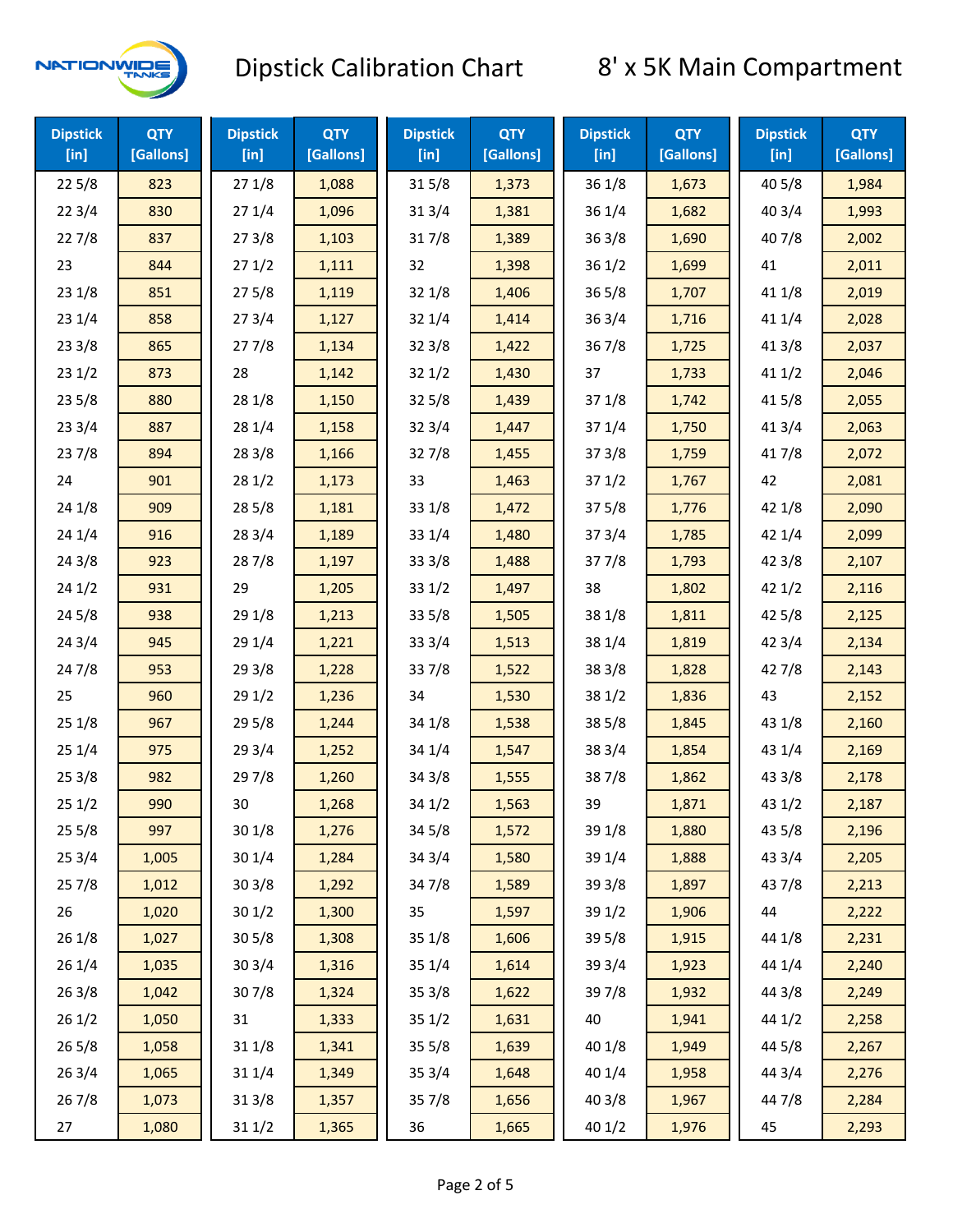# Dipstick Calibration Chart

## 8' x 5K Main Compartment

| Dipstick [in] | QTY [Gallons] | Dipstick [in] | QTY [Gallons] | Dipstick [in] | QTY [Gallons] | Dipstick [in] | QTY [Gallons] | Dipstick [in] | QTY [Gallons] |
|---|---|---|---|---|---|---|---|---|---|
| 22 5/8 | 823 | 27 1/8 | 1,088 | 31 5/8 | 1,373 | 36 1/8 | 1,673 | 40 5/8 | 1,984 |
| 22 3/4 | 830 | 27 1/4 | 1,096 | 31 3/4 | 1,381 | 36 1/4 | 1,682 | 40 3/4 | 1,993 |
| 22 7/8 | 837 | 27 3/8 | 1,103 | 31 7/8 | 1,389 | 36 3/8 | 1,690 | 40 7/8 | 2,002 |
| 23 | 844 | 27 1/2 | 1,111 | 32 | 1,398 | 36 1/2 | 1,699 | 41 | 2,011 |
| 23 1/8 | 851 | 27 5/8 | 1,119 | 32 1/8 | 1,406 | 36 5/8 | 1,707 | 41 1/8 | 2,019 |
| 23 1/4 | 858 | 27 3/4 | 1,127 | 32 1/4 | 1,414 | 36 3/4 | 1,716 | 41 1/4 | 2,028 |
| 23 3/8 | 865 | 27 7/8 | 1,134 | 32 3/8 | 1,422 | 36 7/8 | 1,725 | 41 3/8 | 2,037 |
| 23 1/2 | 873 | 28 | 1,142 | 32 1/2 | 1,430 | 37 | 1,733 | 41 1/2 | 2,046 |
| 23 5/8 | 880 | 28 1/8 | 1,150 | 32 5/8 | 1,439 | 37 1/8 | 1,742 | 41 5/8 | 2,055 |
| 23 3/4 | 887 | 28 1/4 | 1,158 | 32 3/4 | 1,447 | 37 1/4 | 1,750 | 41 3/4 | 2,063 |
| 23 7/8 | 894 | 28 3/8 | 1,166 | 32 7/8 | 1,455 | 37 3/8 | 1,759 | 41 7/8 | 2,072 |
| 24 | 901 | 28 1/2 | 1,173 | 33 | 1,463 | 37 1/2 | 1,767 | 42 | 2,081 |
| 24 1/8 | 909 | 28 5/8 | 1,181 | 33 1/8 | 1,472 | 37 5/8 | 1,776 | 42 1/8 | 2,090 |
| 24 1/4 | 916 | 28 3/4 | 1,189 | 33 1/4 | 1,480 | 37 3/4 | 1,785 | 42 1/4 | 2,099 |
| 24 3/8 | 923 | 28 7/8 | 1,197 | 33 3/8 | 1,488 | 37 7/8 | 1,793 | 42 3/8 | 2,107 |
| 24 1/2 | 931 | 29 | 1,205 | 33 1/2 | 1,497 | 38 | 1,802 | 42 1/2 | 2,116 |
| 24 5/8 | 938 | 29 1/8 | 1,213 | 33 5/8 | 1,505 | 38 1/8 | 1,811 | 42 5/8 | 2,125 |
| 24 3/4 | 945 | 29 1/4 | 1,221 | 33 3/4 | 1,513 | 38 1/4 | 1,819 | 42 3/4 | 2,134 |
| 24 7/8 | 953 | 29 3/8 | 1,228 | 33 7/8 | 1,522 | 38 3/8 | 1,828 | 42 7/8 | 2,143 |
| 25 | 960 | 29 1/2 | 1,236 | 34 | 1,530 | 38 1/2 | 1,836 | 43 | 2,152 |
| 25 1/8 | 967 | 29 5/8 | 1,244 | 34 1/8 | 1,538 | 38 5/8 | 1,845 | 43 1/8 | 2,160 |
| 25 1/4 | 975 | 29 3/4 | 1,252 | 34 1/4 | 1,547 | 38 3/4 | 1,854 | 43 1/4 | 2,169 |
| 25 3/8 | 982 | 29 7/8 | 1,260 | 34 3/8 | 1,555 | 38 7/8 | 1,862 | 43 3/8 | 2,178 |
| 25 1/2 | 990 | 30 | 1,268 | 34 1/2 | 1,563 | 39 | 1,871 | 43 1/2 | 2,187 |
| 25 5/8 | 997 | 30 1/8 | 1,276 | 34 5/8 | 1,572 | 39 1/8 | 1,880 | 43 5/8 | 2,196 |
| 25 3/4 | 1,005 | 30 1/4 | 1,284 | 34 3/4 | 1,580 | 39 1/4 | 1,888 | 43 3/4 | 2,205 |
| 25 7/8 | 1,012 | 30 3/8 | 1,292 | 34 7/8 | 1,589 | 39 3/8 | 1,897 | 43 7/8 | 2,213 |
| 26 | 1,020 | 30 1/2 | 1,300 | 35 | 1,597 | 39 1/2 | 1,906 | 44 | 2,222 |
| 26 1/8 | 1,027 | 30 5/8 | 1,308 | 35 1/8 | 1,606 | 39 5/8 | 1,915 | 44 1/8 | 2,231 |
| 26 1/4 | 1,035 | 30 3/4 | 1,316 | 35 1/4 | 1,614 | 39 3/4 | 1,923 | 44 1/4 | 2,240 |
| 26 3/8 | 1,042 | 30 7/8 | 1,324 | 35 3/8 | 1,622 | 39 7/8 | 1,932 | 44 3/8 | 2,249 |
| 26 1/2 | 1,050 | 31 | 1,333 | 35 1/2 | 1,631 | 40 | 1,941 | 44 1/2 | 2,258 |
| 26 5/8 | 1,058 | 31 1/8 | 1,341 | 35 5/8 | 1,639 | 40 1/8 | 1,949 | 44 5/8 | 2,267 |
| 26 3/4 | 1,065 | 31 1/4 | 1,349 | 35 3/4 | 1,648 | 40 1/4 | 1,958 | 44 3/4 | 2,276 |
| 26 7/8 | 1,073 | 31 3/8 | 1,357 | 35 7/8 | 1,656 | 40 3/8 | 1,967 | 44 7/8 | 2,284 |
| 27 | 1,080 | 31 1/2 | 1,365 | 36 | 1,665 | 40 1/2 | 1,976 | 45 | 2,293 |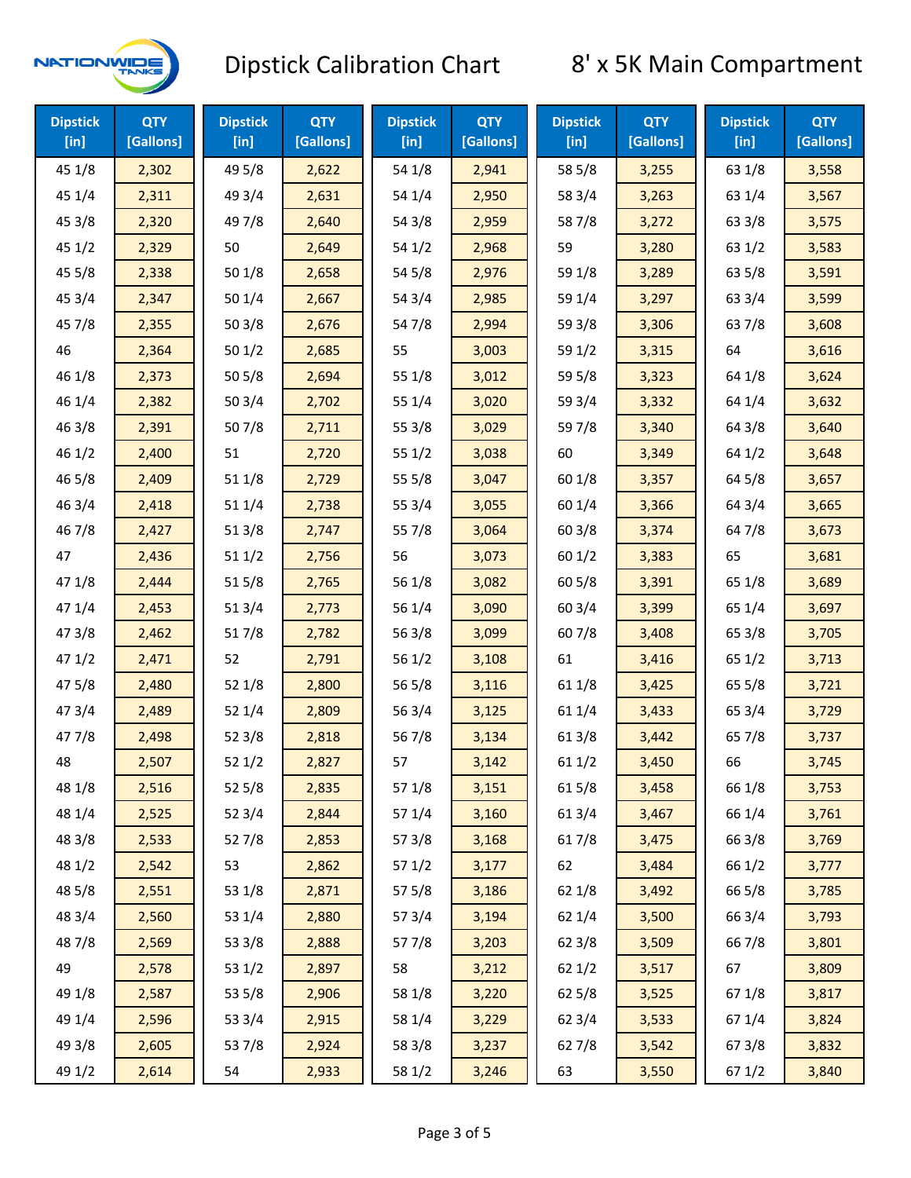# Dipstick Calibration Chart

## 8' x 5K Main Compartment

| Dipstick [in] | QTY [Gallons] | Dipstick [in] | QTY [Gallons] | Dipstick [in] | QTY [Gallons] | Dipstick [in] | QTY [Gallons] | Dipstick [in] | QTY [Gallons] |
|---|---|---|---|---|---|---|---|---|---|
| 45 1/8 | 2,302 | 49 5/8 | 2,622 | 54 1/8 | 2,941 | 58 5/8 | 3,255 | 63 1/8 | 3,558 |
| 45 1/4 | 2,311 | 49 3/4 | 2,631 | 54 1/4 | 2,950 | 58 3/4 | 3,263 | 63 1/4 | 3,567 |
| 45 3/8 | 2,320 | 49 7/8 | 2,640 | 54 3/8 | 2,959 | 58 7/8 | 3,272 | 63 3/8 | 3,575 |
| 45 1/2 | 2,329 | 50 | 2,649 | 54 1/2 | 2,968 | 59 | 3,280 | 63 1/2 | 3,583 |
| 45 5/8 | 2,338 | 50 1/8 | 2,658 | 54 5/8 | 2,976 | 59 1/8 | 3,289 | 63 5/8 | 3,591 |
| 45 3/4 | 2,347 | 50 1/4 | 2,667 | 54 3/4 | 2,985 | 59 1/4 | 3,297 | 63 3/4 | 3,599 |
| 45 7/8 | 2,355 | 50 3/8 | 2,676 | 54 7/8 | 2,994 | 59 3/8 | 3,306 | 63 7/8 | 3,608 |
| 46 | 2,364 | 50 1/2 | 2,685 | 55 | 3,003 | 59 1/2 | 3,315 | 64 | 3,616 |
| 46 1/8 | 2,373 | 50 5/8 | 2,694 | 55 1/8 | 3,012 | 59 5/8 | 3,323 | 64 1/8 | 3,624 |
| 46 1/4 | 2,382 | 50 3/4 | 2,702 | 55 1/4 | 3,020 | 59 3/4 | 3,332 | 64 1/4 | 3,632 |
| 46 3/8 | 2,391 | 50 7/8 | 2,711 | 55 3/8 | 3,029 | 59 7/8 | 3,340 | 64 3/8 | 3,640 |
| 46 1/2 | 2,400 | 51 | 2,720 | 55 1/2 | 3,038 | 60 | 3,349 | 64 1/2 | 3,648 |
| 46 5/8 | 2,409 | 51 1/8 | 2,729 | 55 5/8 | 3,047 | 60 1/8 | 3,357 | 64 5/8 | 3,657 |
| 46 3/4 | 2,418 | 51 1/4 | 2,738 | 55 3/4 | 3,055 | 60 1/4 | 3,366 | 64 3/4 | 3,665 |
| 46 7/8 | 2,427 | 51 3/8 | 2,747 | 55 7/8 | 3,064 | 60 3/8 | 3,374 | 64 7/8 | 3,673 |
| 47 | 2,436 | 51 1/2 | 2,756 | 56 | 3,073 | 60 1/2 | 3,383 | 65 | 3,681 |
| 47 1/8 | 2,444 | 51 5/8 | 2,765 | 56 1/8 | 3,082 | 60 5/8 | 3,391 | 65 1/8 | 3,689 |
| 47 1/4 | 2,453 | 51 3/4 | 2,773 | 56 1/4 | 3,090 | 60 3/4 | 3,399 | 65 1/4 | 3,697 |
| 47 3/8 | 2,462 | 51 7/8 | 2,782 | 56 3/8 | 3,099 | 60 7/8 | 3,408 | 65 3/8 | 3,705 |
| 47 1/2 | 2,471 | 52 | 2,791 | 56 1/2 | 3,108 | 61 | 3,416 | 65 1/2 | 3,713 |
| 47 5/8 | 2,480 | 52 1/8 | 2,800 | 56 5/8 | 3,116 | 61 1/8 | 3,425 | 65 5/8 | 3,721 |
| 47 3/4 | 2,489 | 52 1/4 | 2,809 | 56 3/4 | 3,125 | 61 1/4 | 3,433 | 65 3/4 | 3,729 |
| 47 7/8 | 2,498 | 52 3/8 | 2,818 | 56 7/8 | 3,134 | 61 3/8 | 3,442 | 65 7/8 | 3,737 |
| 48 | 2,507 | 52 1/2 | 2,827 | 57 | 3,142 | 61 1/2 | 3,450 | 66 | 3,745 |
| 48 1/8 | 2,516 | 52 5/8 | 2,835 | 57 1/8 | 3,151 | 61 5/8 | 3,458 | 66 1/8 | 3,753 |
| 48 1/4 | 2,525 | 52 3/4 | 2,844 | 57 1/4 | 3,160 | 61 3/4 | 3,467 | 66 1/4 | 3,761 |
| 48 3/8 | 2,533 | 52 7/8 | 2,853 | 57 3/8 | 3,168 | 61 7/8 | 3,475 | 66 3/8 | 3,769 |
| 48 1/2 | 2,542 | 53 | 2,862 | 57 1/2 | 3,177 | 62 | 3,484 | 66 1/2 | 3,777 |
| 48 5/8 | 2,551 | 53 1/8 | 2,871 | 57 5/8 | 3,186 | 62 1/8 | 3,492 | 66 5/8 | 3,785 |
| 48 3/4 | 2,560 | 53 1/4 | 2,880 | 57 3/4 | 3,194 | 62 1/4 | 3,500 | 66 3/4 | 3,793 |
| 48 7/8 | 2,569 | 53 3/8 | 2,888 | 57 7/8 | 3,203 | 62 3/8 | 3,509 | 66 7/8 | 3,801 |
| 49 | 2,578 | 53 1/2 | 2,897 | 58 | 3,212 | 62 1/2 | 3,517 | 67 | 3,809 |
| 49 1/8 | 2,587 | 53 5/8 | 2,906 | 58 1/8 | 3,220 | 62 5/8 | 3,525 | 67 1/8 | 3,817 |
| 49 1/4 | 2,596 | 53 3/4 | 2,915 | 58 1/4 | 3,229 | 62 3/4 | 3,533 | 67 1/4 | 3,824 |
| 49 3/8 | 2,605 | 53 7/8 | 2,924 | 58 3/8 | 3,237 | 62 7/8 | 3,542 | 67 3/8 | 3,832 |
| 49 1/2 | 2,614 | 54 | 2,933 | 58 1/2 | 3,246 | 63 | 3,550 | 67 1/2 | 3,840 |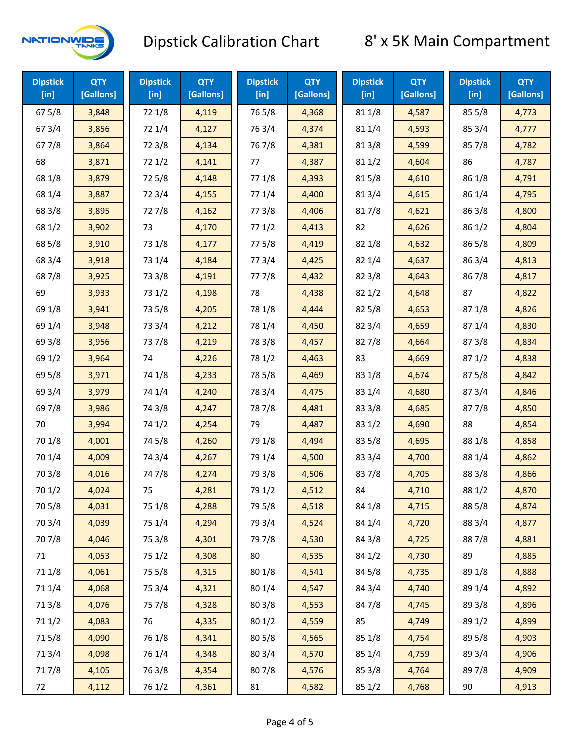# Dipstick Calibration Chart

## 8' x 5K Main Compartment

| Dipstick [in] | QTY [Gallons] | Dipstick [in] | QTY [Gallons] | Dipstick [in] | QTY [Gallons] | Dipstick [in] | QTY [Gallons] | Dipstick [in] | QTY [Gallons] |
|---|---|---|---|---|---|---|---|---|---|
| 67 5/8 | 3,848 | 72 1/8 | 4,119 | 76 5/8 | 4,368 | 81 1/8 | 4,587 | 85 5/8 | 4,773 |
| 67 3/4 | 3,856 | 72 1/4 | 4,127 | 76 3/4 | 4,374 | 81 1/4 | 4,593 | 85 3/4 | 4,777 |
| 67 7/8 | 3,864 | 72 3/8 | 4,134 | 76 7/8 | 4,381 | 81 3/8 | 4,599 | 85 7/8 | 4,782 |
| 68 | 3,871 | 72 1/2 | 4,141 | 77 | 4,387 | 81 1/2 | 4,604 | 86 | 4,787 |
| 68 1/8 | 3,879 | 72 5/8 | 4,148 | 77 1/8 | 4,393 | 81 5/8 | 4,610 | 86 1/8 | 4,791 |
| 68 1/4 | 3,887 | 72 3/4 | 4,155 | 77 1/4 | 4,400 | 81 3/4 | 4,615 | 86 1/4 | 4,795 |
| 68 3/8 | 3,895 | 72 7/8 | 4,162 | 77 3/8 | 4,406 | 81 7/8 | 4,621 | 86 3/8 | 4,800 |
| 68 1/2 | 3,902 | 73 | 4,170 | 77 1/2 | 4,413 | 82 | 4,626 | 86 1/2 | 4,804 |
| 68 5/8 | 3,910 | 73 1/8 | 4,177 | 77 5/8 | 4,419 | 82 1/8 | 4,632 | 86 5/8 | 4,809 |
| 68 3/4 | 3,918 | 73 1/4 | 4,184 | 77 3/4 | 4,425 | 82 1/4 | 4,637 | 86 3/4 | 4,813 |
| 68 7/8 | 3,925 | 73 3/8 | 4,191 | 77 7/8 | 4,432 | 82 3/8 | 4,643 | 86 7/8 | 4,817 |
| 69 | 3,933 | 73 1/2 | 4,198 | 78 | 4,438 | 82 1/2 | 4,648 | 87 | 4,822 |
| 69 1/8 | 3,941 | 73 5/8 | 4,205 | 78 1/8 | 4,444 | 82 5/8 | 4,653 | 87 1/8 | 4,826 |
| 69 1/4 | 3,948 | 73 3/4 | 4,212 | 78 1/4 | 4,450 | 82 3/4 | 4,659 | 87 1/4 | 4,830 |
| 69 3/8 | 3,956 | 73 7/8 | 4,219 | 78 3/8 | 4,457 | 82 7/8 | 4,664 | 87 3/8 | 4,834 |
| 69 1/2 | 3,964 | 74 | 4,226 | 78 1/2 | 4,463 | 83 | 4,669 | 87 1/2 | 4,838 |
| 69 5/8 | 3,971 | 74 1/8 | 4,233 | 78 5/8 | 4,469 | 83 1/8 | 4,674 | 87 5/8 | 4,842 |
| 69 3/4 | 3,979 | 74 1/4 | 4,240 | 78 3/4 | 4,475 | 83 1/4 | 4,680 | 87 3/4 | 4,846 |
| 69 7/8 | 3,986 | 74 3/8 | 4,247 | 78 7/8 | 4,481 | 83 3/8 | 4,685 | 87 7/8 | 4,850 |
| 70 | 3,994 | 74 1/2 | 4,254 | 79 | 4,487 | 83 1/2 | 4,690 | 88 | 4,854 |
| 70 1/8 | 4,001 | 74 5/8 | 4,260 | 79 1/8 | 4,494 | 83 5/8 | 4,695 | 88 1/8 | 4,858 |
| 70 1/4 | 4,009 | 74 3/4 | 4,267 | 79 1/4 | 4,500 | 83 3/4 | 4,700 | 88 1/4 | 4,862 |
| 70 3/8 | 4,016 | 74 7/8 | 4,274 | 79 3/8 | 4,506 | 83 7/8 | 4,705 | 88 3/8 | 4,866 |
| 70 1/2 | 4,024 | 75 | 4,281 | 79 1/2 | 4,512 | 84 | 4,710 | 88 1/2 | 4,870 |
| 70 5/8 | 4,031 | 75 1/8 | 4,288 | 79 5/8 | 4,518 | 84 1/8 | 4,715 | 88 5/8 | 4,874 |
| 70 3/4 | 4,039 | 75 1/4 | 4,294 | 79 3/4 | 4,524 | 84 1/4 | 4,720 | 88 3/4 | 4,877 |
| 70 7/8 | 4,046 | 75 3/8 | 4,301 | 79 7/8 | 4,530 | 84 3/8 | 4,725 | 88 7/8 | 4,881 |
| 71 | 4,053 | 75 1/2 | 4,308 | 80 | 4,535 | 84 1/2 | 4,730 | 89 | 4,885 |
| 71 1/8 | 4,061 | 75 5/8 | 4,315 | 80 1/8 | 4,541 | 84 5/8 | 4,735 | 89 1/8 | 4,888 |
| 71 1/4 | 4,068 | 75 3/4 | 4,321 | 80 1/4 | 4,547 | 84 3/4 | 4,740 | 89 1/4 | 4,892 |
| 71 3/8 | 4,076 | 75 7/8 | 4,328 | 80 3/8 | 4,553 | 84 7/8 | 4,745 | 89 3/8 | 4,896 |
| 71 1/2 | 4,083 | 76 | 4,335 | 80 1/2 | 4,559 | 85 | 4,749 | 89 1/2 | 4,899 |
| 71 5/8 | 4,090 | 76 1/8 | 4,341 | 80 5/8 | 4,565 | 85 1/8 | 4,754 | 89 5/8 | 4,903 |
| 71 3/4 | 4,098 | 76 1/4 | 4,348 | 80 3/4 | 4,570 | 85 1/4 | 4,759 | 89 3/4 | 4,906 |
| 71 7/8 | 4,105 | 76 3/8 | 4,354 | 80 7/8 | 4,576 | 85 3/8 | 4,764 | 89 7/8 | 4,909 |
| 72 | 4,112 | 76 1/2 | 4,361 | 81 | 4,582 | 85 1/2 | 4,768 | 90 | 4,913 |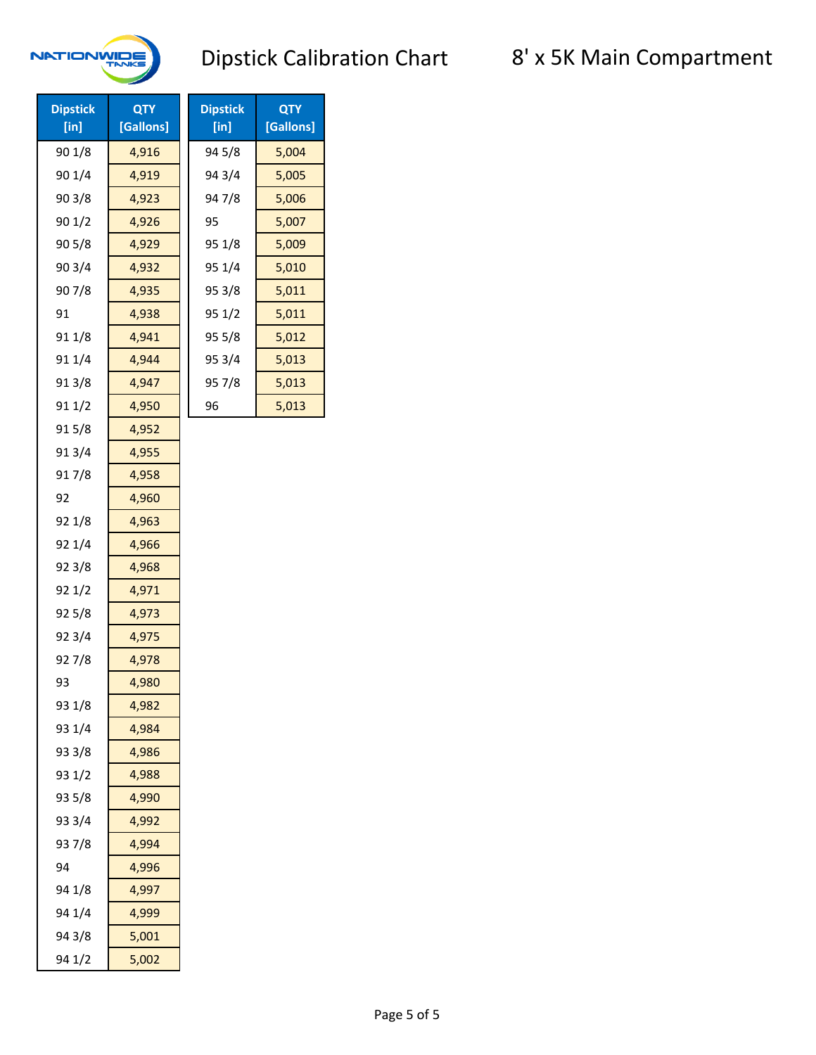# Dipstick Calibration Chart

## 8' x 5K Main Compartment

| Dipstick [in] | QTY [Gallons] |
|---|---|
| 90 1/8 | 4,916 |
| 90 1/4 | 4,919 |
| 90 3/8 | 4,923 |
| 90 1/2 | 4,926 |
| 90 5/8 | 4,929 |
| 90 3/4 | 4,932 |
| 90 7/8 | 4,935 |
| 91 | 4,938 |
| 91 1/8 | 4,941 |
| 91 1/4 | 4,944 |
| 91 3/8 | 4,947 |
| 91 1/2 | 4,950 |
| 91 5/8 | 4,952 |
| 91 3/4 | 4,955 |
| 91 7/8 | 4,958 |
| 92 | 4,960 |
| 92 1/8 | 4,963 |
| 92 1/4 | 4,966 |
| 92 3/8 | 4,968 |
| 92 1/2 | 4,971 |
| 92 5/8 | 4,973 |
| 92 3/4 | 4,975 |
| 92 7/8 | 4,978 |
| 93 | 4,980 |
| 93 1/8 | 4,982 |
| 93 1/4 | 4,984 |
| 93 3/8 | 4,986 |
| 93 1/2 | 4,988 |
| 93 5/8 | 4,990 |
| 93 3/4 | 4,992 |
| 93 7/8 | 4,994 |
| 94 | 4,996 |
| 94 1/8 | 4,997 |
| 94 1/4 | 4,999 |
| 94 3/8 | 5,001 |
| 94 1/2 | 5,002 |
| 94 5/8 | 5,004 |
| 94 3/4 | 5,005 |
| 94 7/8 | 5,006 |
| 95 | 5,007 |
| 95 1/8 | 5,009 |
| 95 1/4 | 5,010 |
| 95 3/8 | 5,011 |
| 95 1/2 | 5,011 |
| 95 5/8 | 5,012 |
| 95 3/4 | 5,013 |
| 95 7/8 | 5,013 |
| 96 | 5,013 |